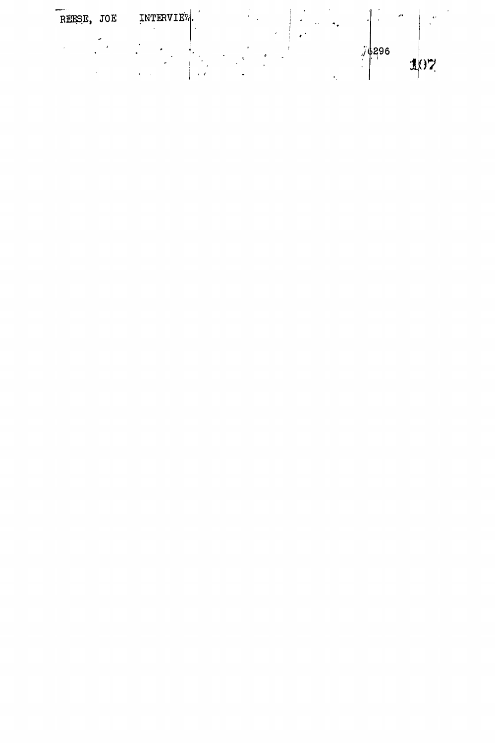REESE, JOE INTERVIEW. 6296

107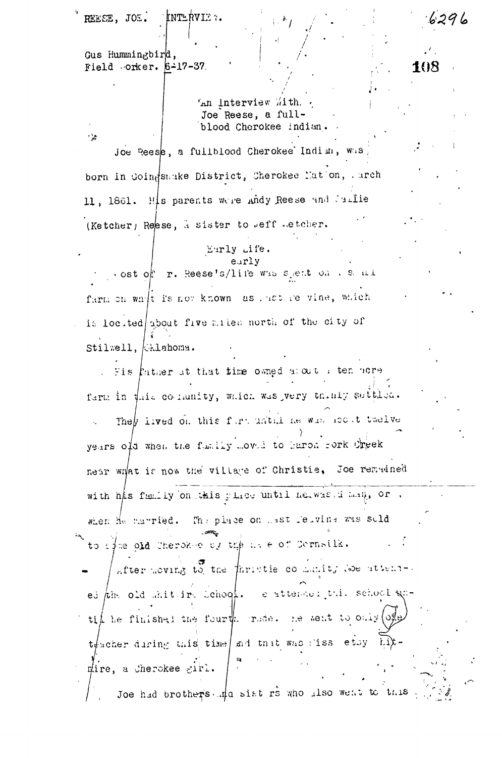REESE, JOE. INTERVIEW.

6296

Gus Hummingbird,
Field Worker. 6-17-37.

An Interview With
Joe Reese, a full-
blood Cherokee Indian.

Joe Reese, a fullblood Cherokee Indian, was born in Goingsnake District, Cherokee Nation, March 11, 1861. His parents were Andy Reese and Callie (Ketcher) Reese, a sister to Jeff Ketcher.

## Early Life.

Most of Mr. Reese's early life was spent on a small farm on what is now known as West Peavine, which is located about five miles north of the city of Stilwell, Oklahoma.

His father at that time owned about a ten acre farm in this community, which was very thinly settled.

They lived on this farm until he was about twelve years old when the family moved to Baron Fork Creek near what is now the village of Christie. Joe remained with his family on this place until he was a man, or when he married. The place on West Peavine was sold to some old Cherokee by the name of Cornsilk.

After moving to the Christie community Joe attended the old Whitmire School. He attended this school until he finished the fourth grade. He went to only one teacher during this time and that was Miss Betsy Whitmire, a Cherokee girl.

Joe had brothers and sisters who also went to this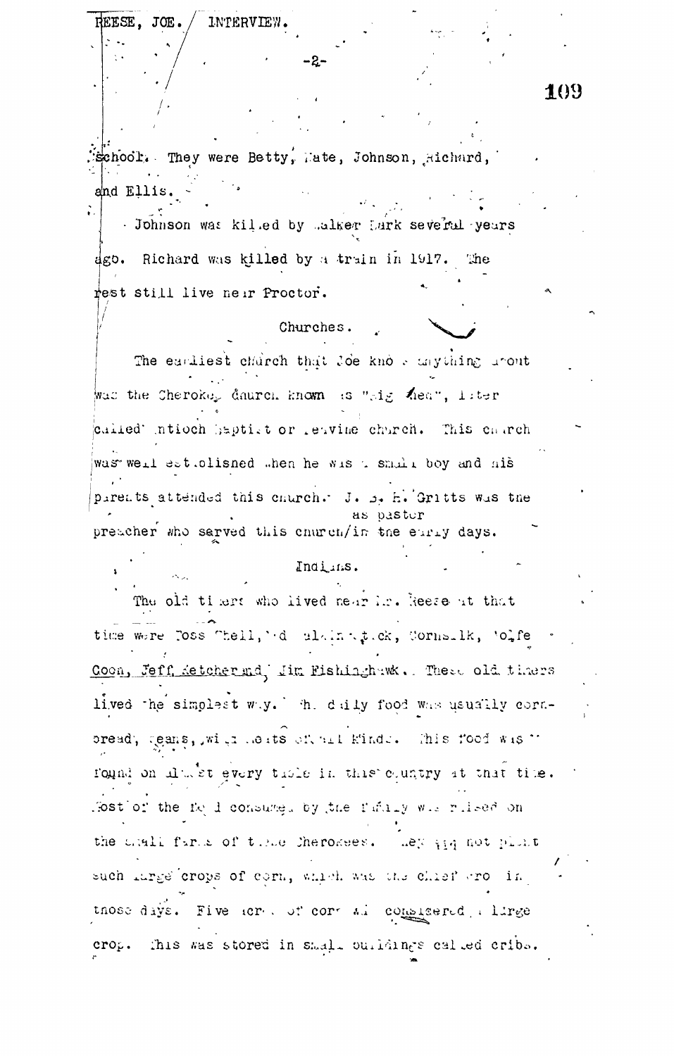school. They were Betty, Kate, Johnson, Richard, and Ellis.

Johnson was killed by Walker Lark several years ago. Richard was killed by a train in 1917. The rest still live near Proctor.

## Churches.

The earliest church that Joe knows anything about was the Cherokee church known as "Big Head", later called Antioch Baptist or Peavine church. This church was well established when he was a small boy and his parents attended this church. J. B. H. Gritts was the preacher who served this church as pastor in the early days.

## Indians.

The old timers who lived near Mr. Reese at that time were Joss Shell, Ed Walkingstick, Cornstalk, Wolfe Coon, Jeff Ketcher and Jim Fishinghawk. These old timers lived the simplest way. The daily food was usually cornbread, beans, with meats of all kinds. This food was found on almost every table in this country at that time. Most of the food consumed by the family was raised on the small farms of these Cherokees. They did not plant such large crops of corn, which was the chief crop in those days. Five acres of corn was considered a large crop. This was stored in small buildings called cribs.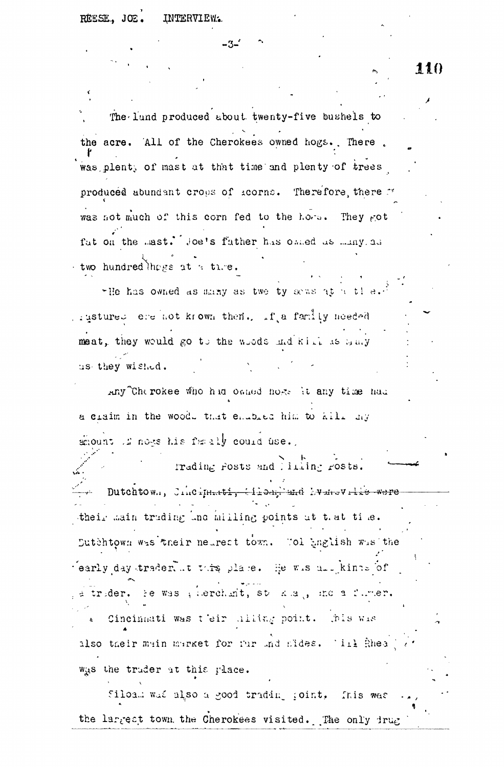The land produced about twenty-five bushels to the acre. All of the Cherokees owned hogs. There was plenty of mast at that time and plenty of trees produced abundant crops of acorns. Therefore, there was not much of this corn fed to the hogs. They got fat on the mast. Joe's father has owned as many as two hundred hogs at a time.

He has owned as many as twenty sows at a time. Pastures were not known then. If a family needed meat, they would go to the woods and kill as many as they wished.

Any Cherokee who had owned hogs at any time had a claim in the woods that enabled him to kill any amount of hogs his family could use.

## Trading Posts and Milling Posts.

Dutchtown, ~~Cincinnati, Siloam and Evansville were~~ their main trading and milling points at that time. Dutchtown was their nearest town. Col English was the early day trader at this place. He was all kinds of a trader. He was a merchant, stockman, and a farmer.

Cincinnati was their milling point. This was also their main market for fur and hides. Bill Rhea was the trader at this place.

Siloam was also a good trading point. This was the largest town the Cherokees visited. The only drug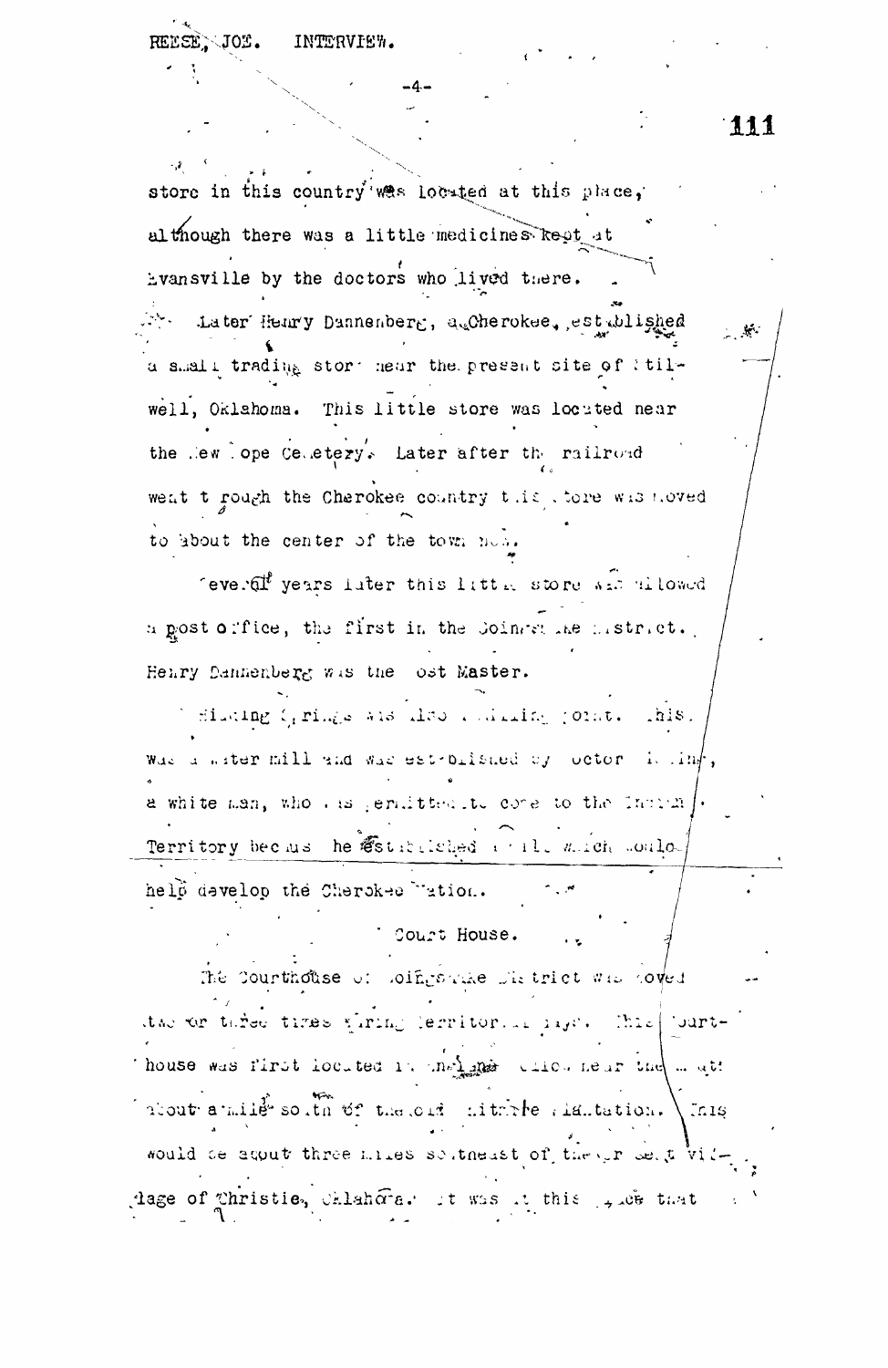store in this country was located at this place, although there was a little medicines kept at Evansville by the doctors who lived there.

Later Henry Dannenberg, a Cherokee, established a small trading store near the present site of Stilwell, Oklahoma. This little store was located near the New Hope Cemetery. Later after the railroad went through the Cherokee country this store was moved to about the center of the town now.

Several years later this little store was allowed a post office, the first in the Going Snake District. Henry Dannenberg was the Post Master.

Sliding Springs was also a trading point. This was a water mill and was established by Doctor ...ing, a white man, who was permitted to come to the Indian Territory because he established a mill which would help develop the Cherokee Nation.

## Court House.

The Courthouse of Going Snake District was moved two or three times during Territorial days. This Courthouse was first located in ... ... near the ... about a mile south of the old ... Plantation. This would be about three miles southeast of the present village of Christie, Oklahoma. It was at this place that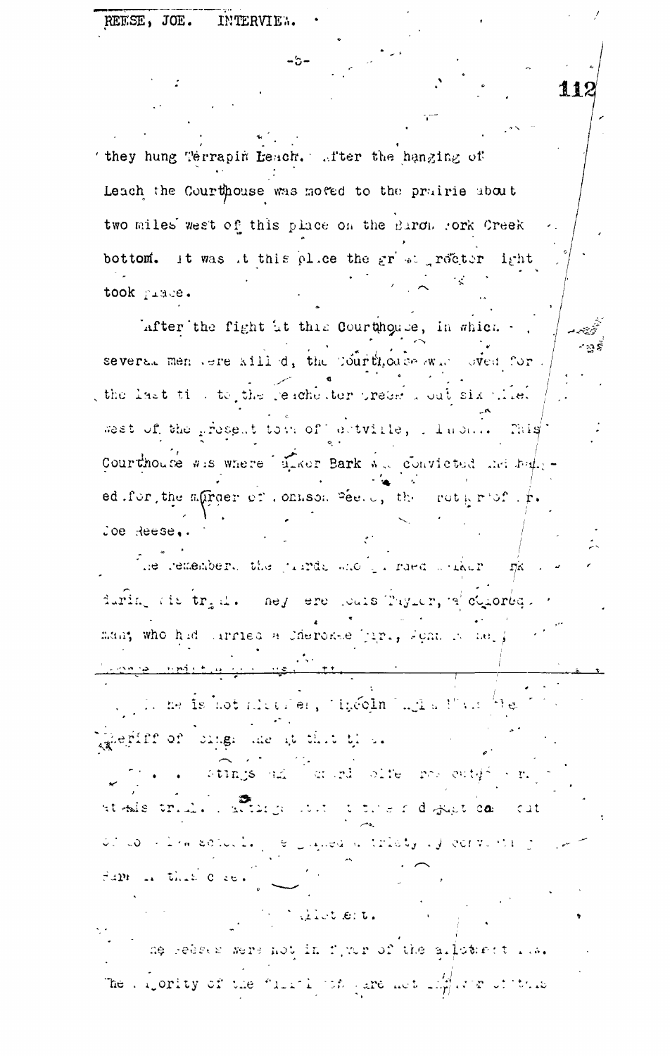they hung Terrapin Leach. After the hanging of Leach the Courthouse was moved to the prairie about two miles west of this place on the Baron Fork Creek bottom. It was at this place the great Proctor fight took place.

After the fight at this Courthouse, in which several men were killed, the Courthouse was moved for the last time to the Peachester Creek about six miles west of the present town of Westville, Oklahoma. This Courthouse was where Booker Bark was convicted and hanged for the murder of Johnson Reese, the brother of Mr. Joe Reese.

He remembers the guards who guarded Booker Bark during his trial. They were Louis Taylor, a colored man, who had married a Cherokee girl, John ... and George ...

... he is not ... Lincoln ... was the Sheriff of ... at that time.

... Stings and ... Wolfe ... at this trial. ... a law school. ... in that case.

**Allotment.**

The Reeses were not in favor of the allotment ... The majority of the ... were not in favor of this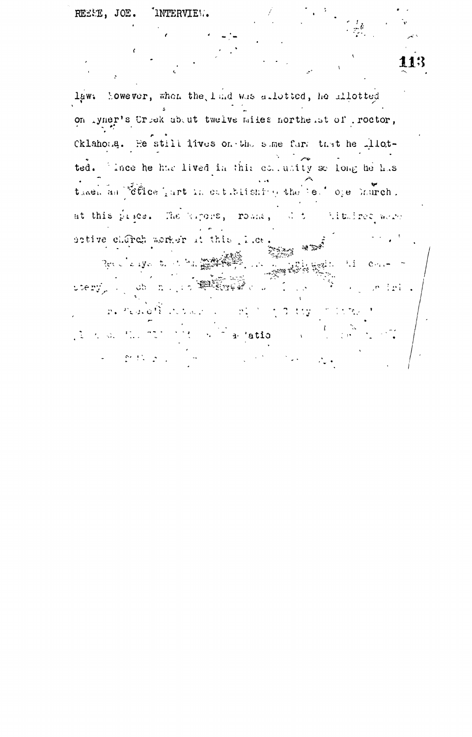law. However, when the land was allotted, he allotted on Ryner's Creek about twelve miles northeast of Proctor, Oklahoma. He still lives on the same farm that he allotted. Since he has lived in this community so long he has taken an active part in establishing the ... Church at this place. The ..., ..., ... were active church worker at this place.